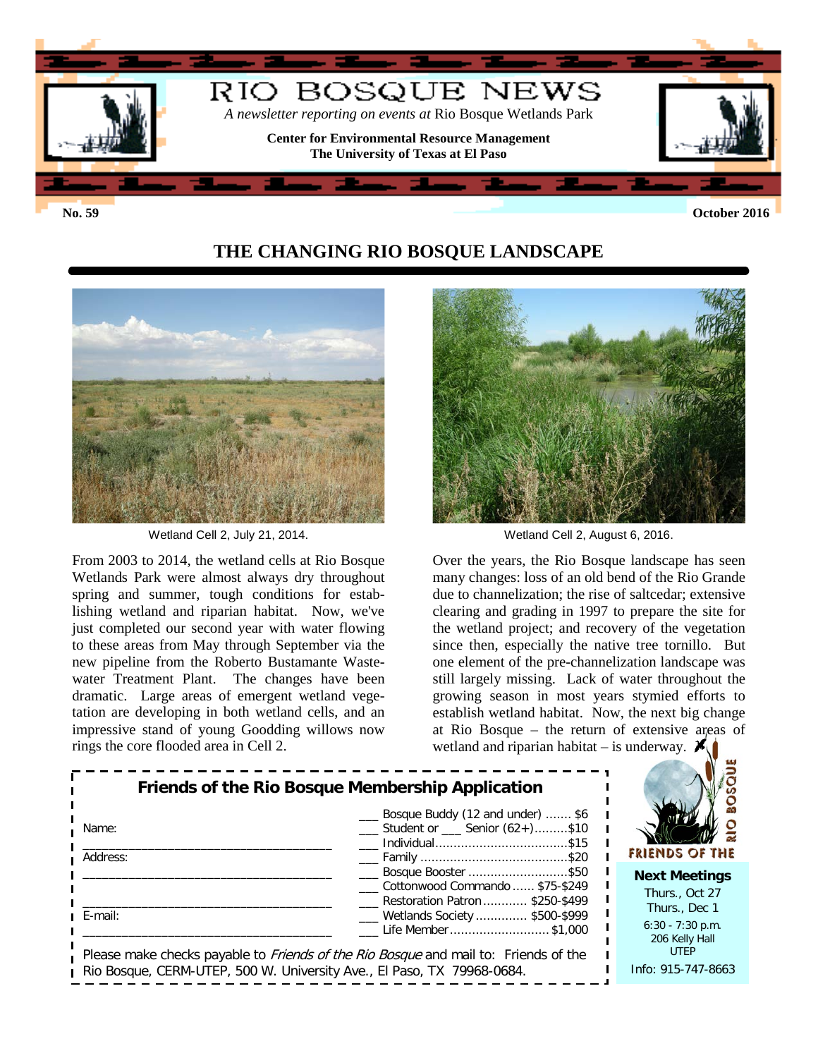# RIO BOSQUE NEWS

*A newsletter reporting on events at* Rio Bosque Wetlands Park

**Center for Environmental Resource Management**
**The University of Texas at El Paso**

**No. 59** **October 2016**

## THE CHANGING RIO BOSQUE LANDSCAPE

Wetland Cell 2, July 21, 2014.

Wetland Cell 2, August 6, 2016.

From 2003 to 2014, the wetland cells at Rio Bosque Wetlands Park were almost always dry throughout spring and summer, tough conditions for establishing wetland and riparian habitat. Now, we've just completed our second year with water flowing to these areas from May through September via the new pipeline from the Roberto Bustamante Wastewater Treatment Plant. The changes have been dramatic. Large areas of emergent wetland vegetation are developing in both wetland cells, and an impressive stand of young Goodding willows now rings the core flooded area in Cell 2.

Over the years, the Rio Bosque landscape has seen many changes: loss of an old bend of the Rio Grande due to channelization; the rise of saltcedar; extensive clearing and grading in 1997 to prepare the site for the wetland project; and recovery of the vegetation since then, especially the native tree tornillo. But one element of the pre-channelization landscape was still largely missing. Lack of water throughout the growing season in most years stymied efforts to establish wetland habitat. Now, the next big change at Rio Bosque – the return of extensive areas of wetland and riparian habitat – is underway.

### Friends of the Rio Bosque Membership Application

Name: ______________________________________

Address: ______________________________________

______________________________________

E-mail: ______________________________________

- ___ Bosque Buddy (12 and under) ....... $6
- ___ Student or ___ Senior (62+).........$10
- ___ Individual....................................$15
- ___ Family ........................................$20
- ___ Bosque Booster ...........................$50
- ___ Cottonwood Commando ...... $75-$249
- ___ Restoration Patron ............ $250-$499
- ___ Wetlands Society .............. $500-$999
- ___ Life Member........................... $1,000

Please make checks payable to *Friends of the Rio Bosque* and mail to: Friends of the Rio Bosque, CERM-UTEP, 500 W. University Ave., El Paso, TX 79968-0684.

FRIENDS OF THE RIO BOSQUE

**Next Meetings**

Thurs., Oct 27
Thurs., Dec 1
6:30 - 7:30 p.m.
206 Kelly Hall
UTEP

Info: 915-747-8663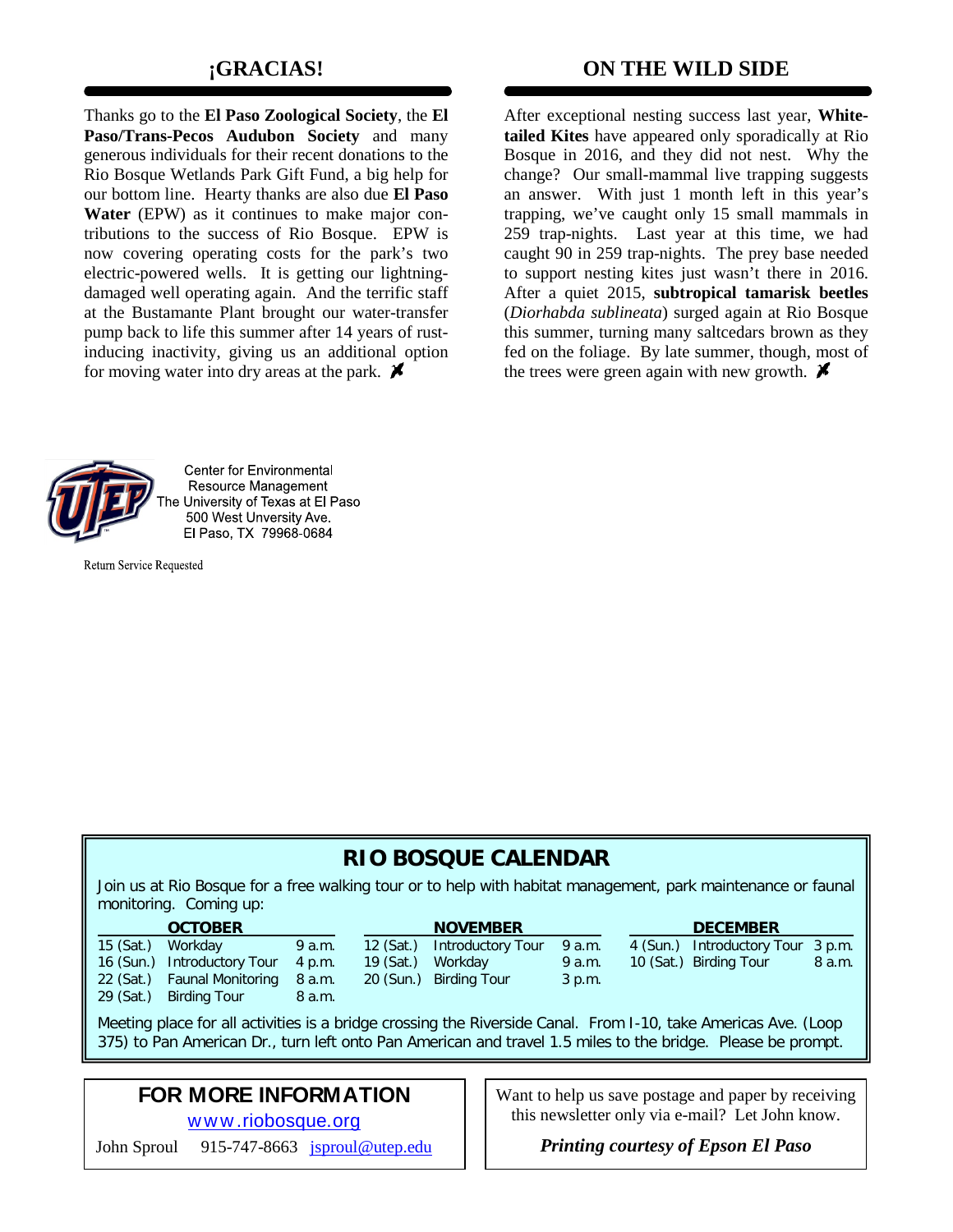## ¡GRACIAS!

Thanks go to the **El Paso Zoological Society**, the **El Paso/Trans-Pecos Audubon Society** and many generous individuals for their recent donations to the Rio Bosque Wetlands Park Gift Fund, a big help for our bottom line. Hearty thanks are also due **El Paso Water** (EPW) as it continues to make major contributions to the success of Rio Bosque. EPW is now covering operating costs for the park's two electric-powered wells. It is getting our lightning-damaged well operating again. And the terrific staff at the Bustamante Plant brought our water-transfer pump back to life this summer after 14 years of rust-inducing inactivity, giving us an additional option for moving water into dry areas at the park. ✗

## ON THE WILD SIDE

After exceptional nesting success last year, **White-tailed Kites** have appeared only sporadically at Rio Bosque in 2016, and they did not nest. Why the change? Our small-mammal live trapping suggests an answer. With just 1 month left in this year's trapping, we've caught only 15 small mammals in 259 trap-nights. Last year at this time, we had caught 90 in 259 trap-nights. The prey base needed to support nesting kites just wasn't there in 2016. After a quiet 2015, **subtropical tamarisk beetles** (*Diorhabda sublineata*) surged again at Rio Bosque this summer, turning many saltcedars brown as they fed on the foliage. By late summer, though, most of the trees were green again with new growth. ✗

Center for Environmental Resource Management
The University of Texas at El Paso
500 West Unversity Ave.
El Paso, TX 79968-0684

Return Service Requested

## RIO BOSQUE CALENDAR

Join us at Rio Bosque for a free walking tour or to help with habitat management, park maintenance or faunal monitoring. Coming up:

**OCTOBER**

| | | |
|---|---|---|
| 15 (Sat.) | Workday | 9 a.m. |
| 16 (Sun.) | Introductory Tour | 4 p.m. |
| 22 (Sat.) | Faunal Monitoring | 8 a.m. |
| 29 (Sat.) | Birding Tour | 8 a.m. |

**NOVEMBER**

| | | |
|---|---|---|
| 12 (Sat.) | Introductory Tour | 9 a.m. |
| 19 (Sat.) | Workday | 9 a.m. |
| 20 (Sun.) | Birding Tour | 3 p.m. |

**DECEMBER**

| | | |
|---|---|---|
| 4 (Sun.) | Introductory Tour | 3 p.m. |
| 10 (Sat.) | Birding Tour | 8 a.m. |

Meeting place for all activities is a bridge crossing the Riverside Canal. From I-10, take Americas Ave. (Loop 375) to Pan American Dr., turn left onto Pan American and travel 1.5 miles to the bridge. Please be prompt.

## FOR MORE INFORMATION

www.riobosque.org

John Sproul 915-747-8663 jsproul@utep.edu

Want to help us save postage and paper by receiving this newsletter only via e-mail? Let John know.

***Printing courtesy of Epson El Paso***